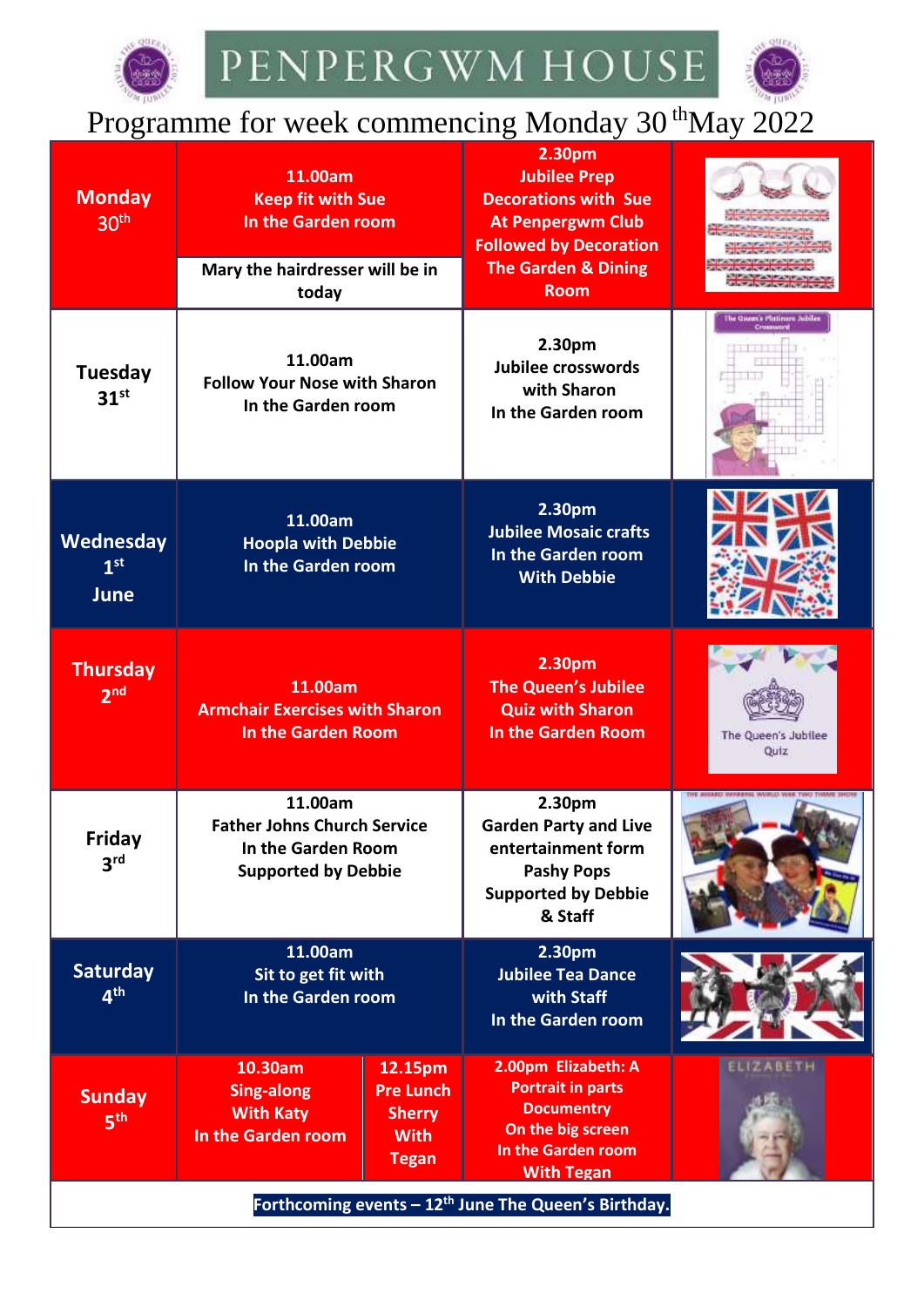# PENPERGWM HOUSE

## Programme for week commencing Monday 30th May 2022

| Day | Morning | Afternoon |
| --- | --- | --- |
| **Monday 30th** | **11.00am Keep fit with Sue In the Garden room** <br> **Mary the hairdresser will be in today** | **2.30pm Jubilee Prep Decorations with Sue At Penpergwm Club Followed by Decoration The Garden & Dining Room** |
| **Tuesday 31st** | **11.00am Follow Your Nose with Sharon In the Garden room** | **2.30pm Jubilee crosswords with Sharon In the Garden room** |
| **Wednesday 1st June** | **11.00am Hoopla with Debbie In the Garden room** | **2.30pm Jubilee Mosaic crafts In the Garden room With Debbie** |
| **Thursday 2nd** | **11.00am Armchair Exercises with Sharon In the Garden Room** | **2.30pm The Queen's Jubilee Quiz with Sharon In the Garden Room** |
| **Friday 3rd** | **11.00am Father Johns Church Service In the Garden Room Supported by Debbie** | **2.30pm Garden Party and Live entertainment form Pashy Pops Supported by Debbie & Staff** |
| **Saturday 4th** | **11.00am Sit to get fit with In the Garden room** | **2.30pm Jubilee Tea Dance with Staff In the Garden room** |
| **Sunday 5th** | **10.30am Sing-along With Katy In the Garden room** <br> **12.15pm Pre Lunch Sherry With Tegan** | **2.00pm Elizabeth: A Portrait in parts Documentry On the big screen In the Garden room With Tegan** |

**Forthcoming events – 12th June The Queen's Birthday.**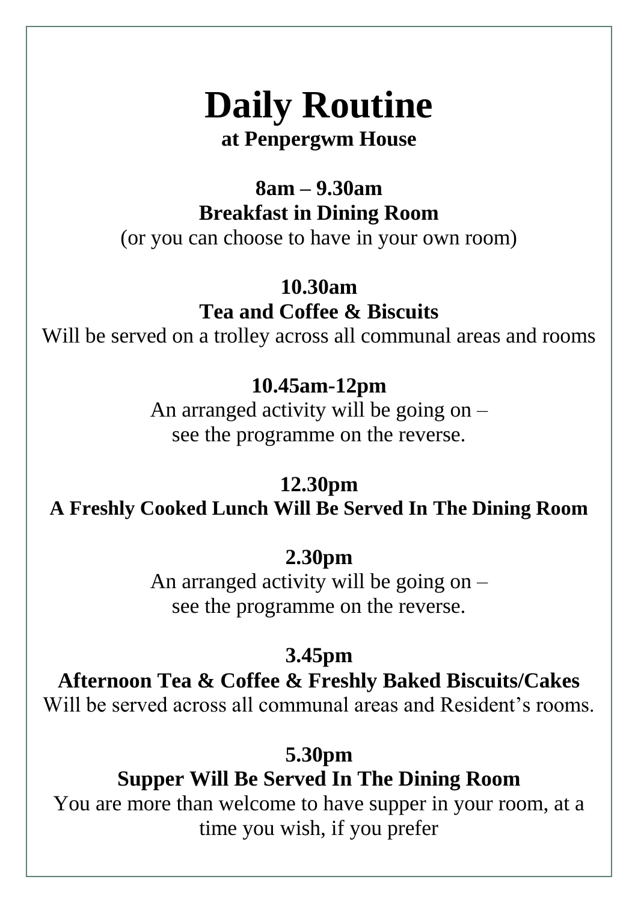# Daily Routine

**at Penpergwm House**

**8am – 9.30am**
**Breakfast in Dining Room**
(or you can choose to have in your own room)

**10.30am**
**Tea and Coffee & Biscuits**
Will be served on a trolley across all communal areas and rooms

**10.45am-12pm**
An arranged activity will be going on –
see the programme on the reverse.

**12.30pm**
**A Freshly Cooked Lunch Will Be Served In The Dining Room**

**2.30pm**
An arranged activity will be going on –
see the programme on the reverse.

**3.45pm**
**Afternoon Tea & Coffee & Freshly Baked Biscuits/Cakes**
Will be served across all communal areas and Resident's rooms.

**5.30pm**
**Supper Will Be Served In The Dining Room**
You are more than welcome to have supper in your room, at a time you wish, if you prefer